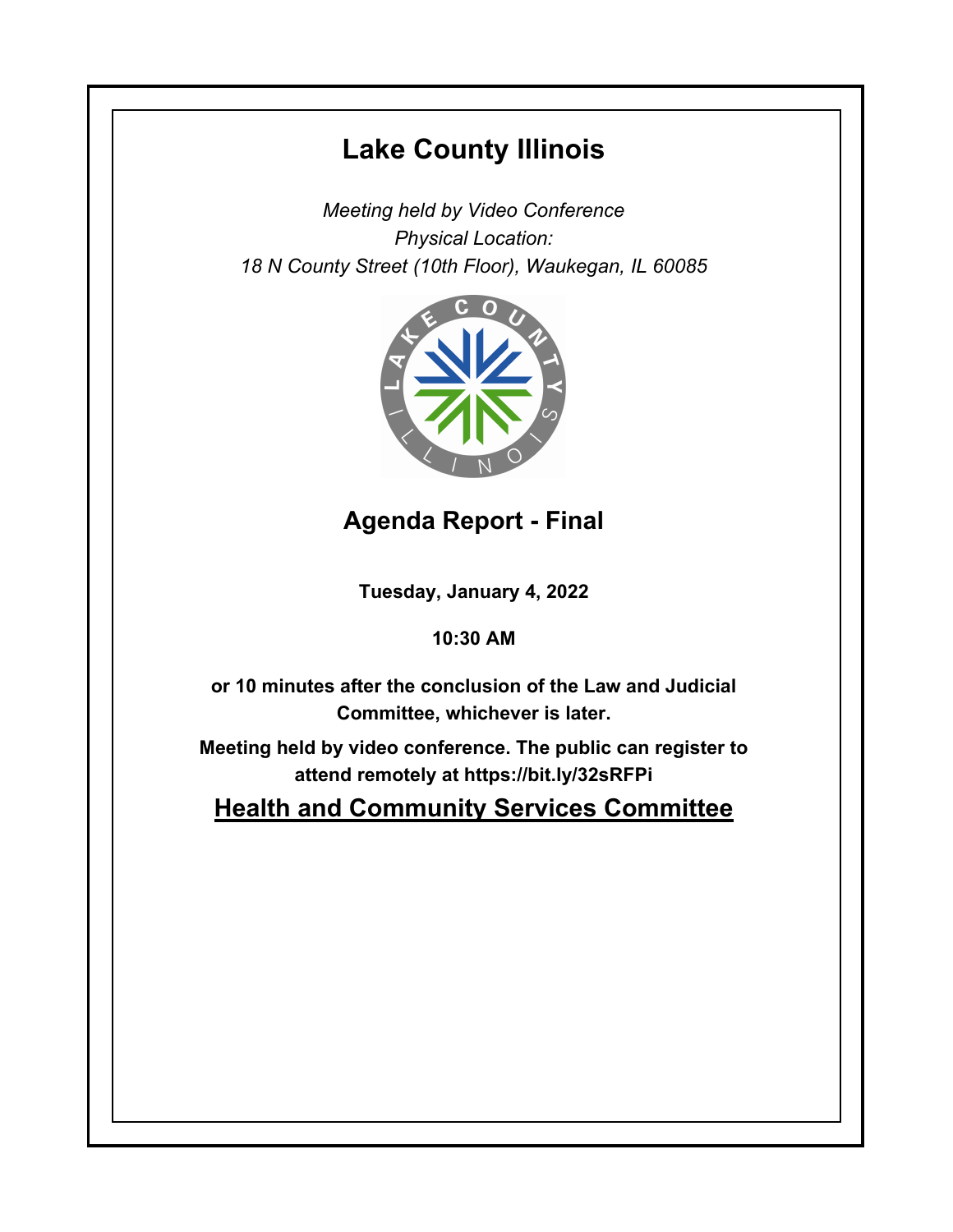# Lake County Illinois

*Meeting held by Video Conference*
*Physical Location:*
*18 N County Street (10th Floor), Waukegan, IL 60085*

## Agenda Report - Final

**Tuesday, January 4, 2022**

**10:30 AM**

**or 10 minutes after the conclusion of the Law and Judicial Committee, whichever is later.**

**Meeting held by video conference. The public can register to attend remotely at https://bit.ly/32sRFPi**

## Health and Community Services Committee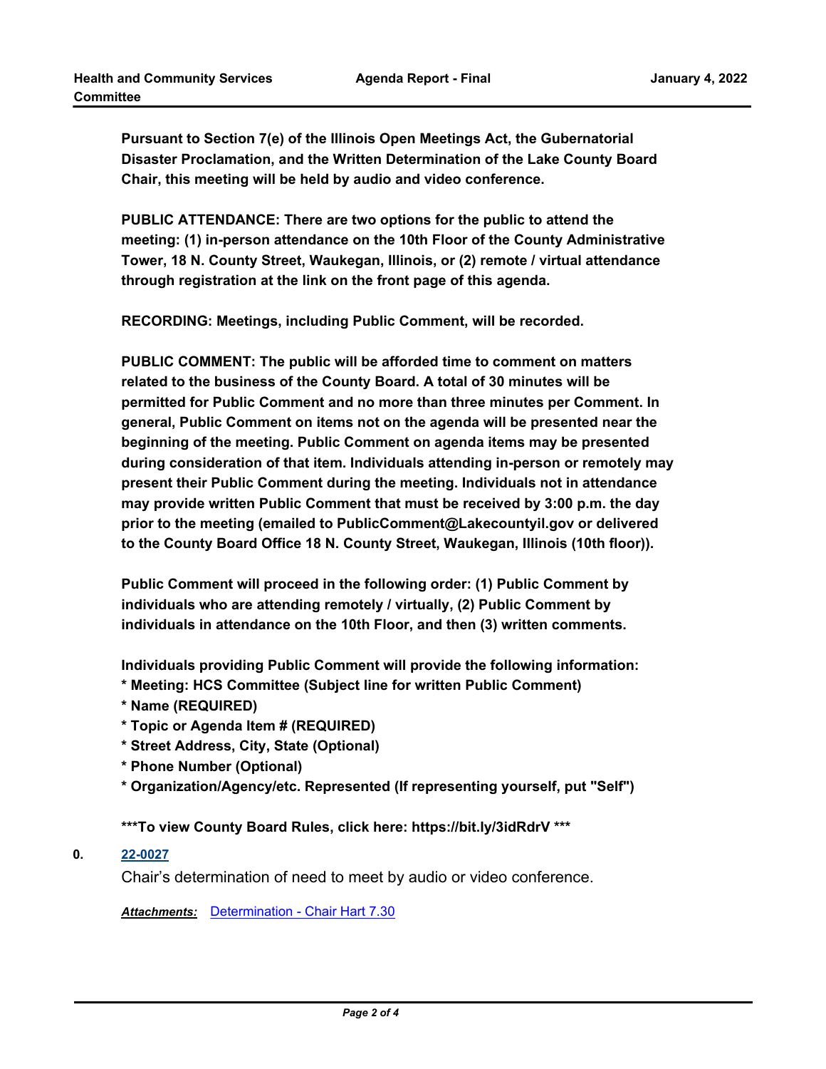**Pursuant to Section 7(e) of the Illinois Open Meetings Act, the Gubernatorial Disaster Proclamation, and the Written Determination of the Lake County Board Chair, this meeting will be held by audio and video conference.**

**PUBLIC ATTENDANCE: There are two options for the public to attend the meeting: (1) in-person attendance on the 10th Floor of the County Administrative Tower, 18 N. County Street, Waukegan, Illinois, or (2) remote / virtual attendance through registration at the link on the front page of this agenda.**

**RECORDING: Meetings, including Public Comment, will be recorded.**

**PUBLIC COMMENT: The public will be afforded time to comment on matters related to the business of the County Board. A total of 30 minutes will be permitted for Public Comment and no more than three minutes per Comment. In general, Public Comment on items not on the agenda will be presented near the beginning of the meeting. Public Comment on agenda items may be presented during consideration of that item. Individuals attending in-person or remotely may present their Public Comment during the meeting. Individuals not in attendance may provide written Public Comment that must be received by 3:00 p.m. the day prior to the meeting (emailed to PublicComment@Lakecountyil.gov or delivered to the County Board Office 18 N. County Street, Waukegan, Illinois (10th floor)).**

**Public Comment will proceed in the following order: (1) Public Comment by individuals who are attending remotely / virtually, (2) Public Comment by individuals in attendance on the 10th Floor, and then (3) written comments.**

**Individuals providing Public Comment will provide the following information:**
**\* Meeting: HCS Committee (Subject line for written Public Comment)**
**\* Name (REQUIRED)**
**\* Topic or Agenda Item # (REQUIRED)**
**\* Street Address, City, State (Optional)**
**\* Phone Number (Optional)**
**\* Organization/Agency/etc. Represented (If representing yourself, put "Self")**

**\*\*\*To view County Board Rules, click here: https://bit.ly/3idRdrV \*\*\***

**0. 22-0027**

Chair's determination of need to meet by audio or video conference.

***Attachments:*** Determination - Chair Hart 7.30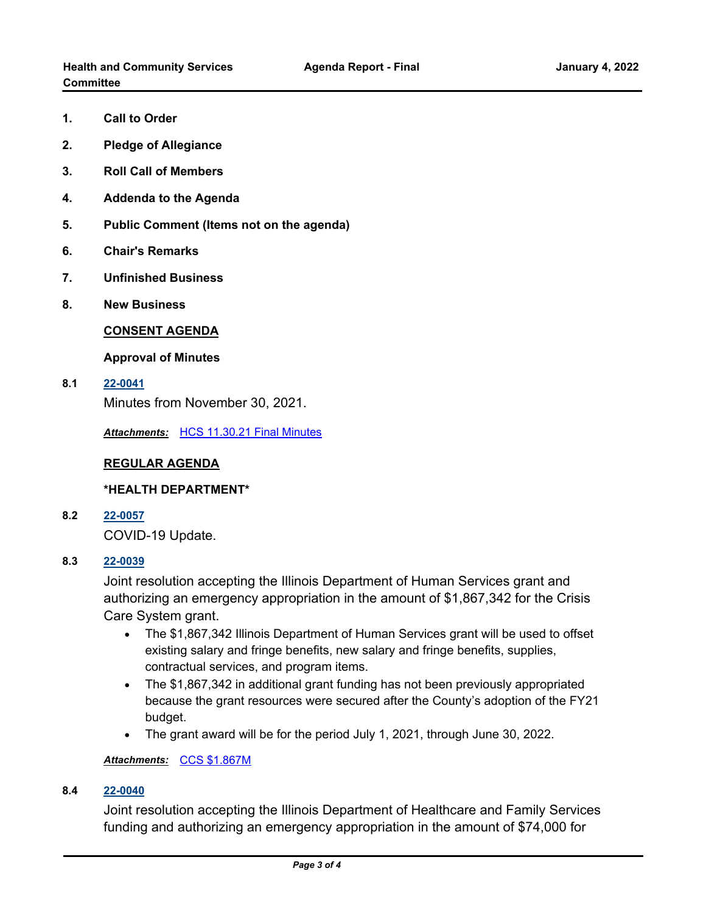1. **Call to Order**
2. **Pledge of Allegiance**
3. **Roll Call of Members**
4. **Addenda to the Agenda**
5. **Public Comment (Items not on the agenda)**
6. **Chair's Remarks**
7. **Unfinished Business**
8. **New Business**

**CONSENT AGENDA**

**Approval of Minutes**

**8.1** **22-0041**

Minutes from November 30, 2021.

***Attachments:*** HCS 11.30.21 Final Minutes

**REGULAR AGENDA**

**\*HEALTH DEPARTMENT\***

**8.2** **22-0057**

COVID-19 Update.

**8.3** **22-0039**

Joint resolution accepting the Illinois Department of Human Services grant and authorizing an emergency appropriation in the amount of $1,867,342 for the Crisis Care System grant.

- The $1,867,342 Illinois Department of Human Services grant will be used to offset existing salary and fringe benefits, new salary and fringe benefits, supplies, contractual services, and program items.
- The $1,867,342 in additional grant funding has not been previously appropriated because the grant resources were secured after the County's adoption of the FY21 budget.
- The grant award will be for the period July 1, 2021, through June 30, 2022.

***Attachments:*** CCS $1.867M

**8.4** **22-0040**

Joint resolution accepting the Illinois Department of Healthcare and Family Services funding and authorizing an emergency appropriation in the amount of $74,000 for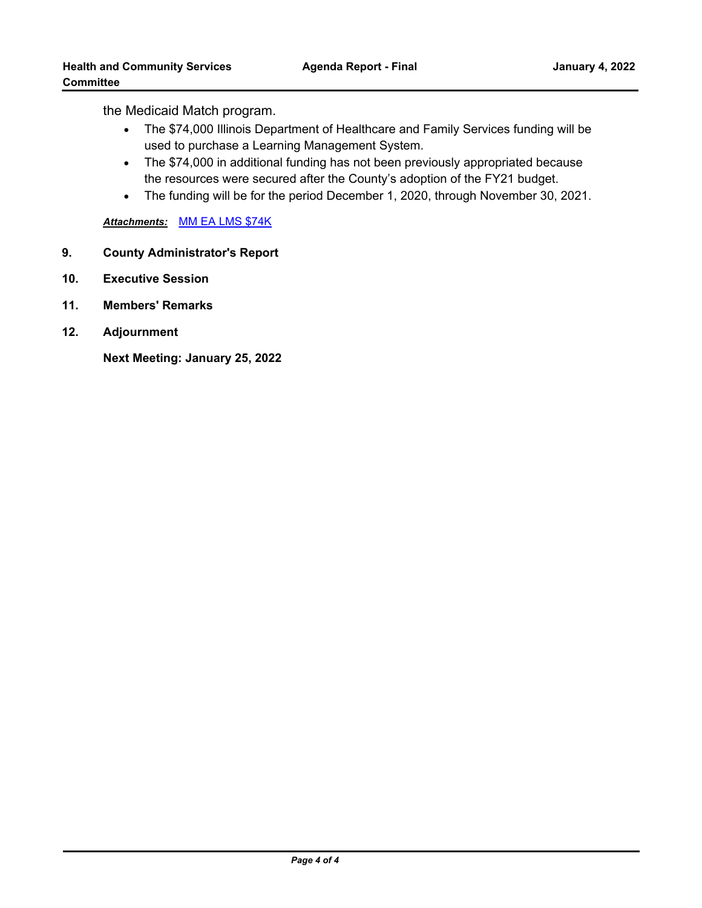the Medicaid Match program.

- The $74,000 Illinois Department of Healthcare and Family Services funding will be used to purchase a Learning Management System.
- The $74,000 in additional funding has not been previously appropriated because the resources were secured after the County's adoption of the FY21 budget.
- The funding will be for the period December 1, 2020, through November 30, 2021.

***Attachments:*** MM EA LMS $74K

**9. County Administrator's Report**

**10. Executive Session**

**11. Members' Remarks**

**12. Adjournment**

**Next Meeting: January 25, 2022**